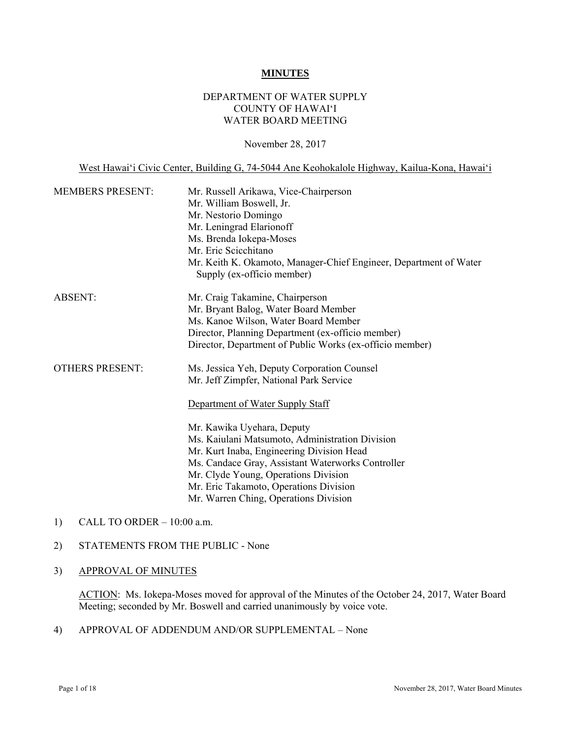# MINUTES

DEPARTMENT OF WATER SUPPLY
COUNTY OF HAWAIʻI
WATER BOARD MEETING

November 28, 2017

West Hawaiʻi Civic Center, Building G, 74-5044 Ane Keohokalole Highway, Kailua-Kona, Hawaiʻi

MEMBERS PRESENT: Mr. Russell Arikawa, Vice-Chairperson
Mr. William Boswell, Jr.
Mr. Nestorio Domingo
Mr. Leningrad Elarionoff
Ms. Brenda Iokepa-Moses
Mr. Eric Scicchitano
Mr. Keith K. Okamoto, Manager-Chief Engineer, Department of Water Supply (ex-officio member)

ABSENT: Mr. Craig Takamine, Chairperson
Mr. Bryant Balog, Water Board Member
Ms. Kanoe Wilson, Water Board Member
Director, Planning Department (ex-officio member)
Director, Department of Public Works (ex-officio member)

OTHERS PRESENT: Ms. Jessica Yeh, Deputy Corporation Counsel
Mr. Jeff Zimpfer, National Park Service

Department of Water Supply Staff

Mr. Kawika Uyehara, Deputy
Ms. Kaiulani Matsumoto, Administration Division
Mr. Kurt Inaba, Engineering Division Head
Ms. Candace Gray, Assistant Waterworks Controller
Mr. Clyde Young, Operations Division
Mr. Eric Takamoto, Operations Division
Mr. Warren Ching, Operations Division

1) CALL TO ORDER – 10:00 a.m.

2) STATEMENTS FROM THE PUBLIC - None

3) APPROVAL OF MINUTES

ACTION: Ms. Iokepa-Moses moved for approval of the Minutes of the October 24, 2017, Water Board Meeting; seconded by Mr. Boswell and carried unanimously by voice vote.

4) APPROVAL OF ADDENDUM AND/OR SUPPLEMENTAL – None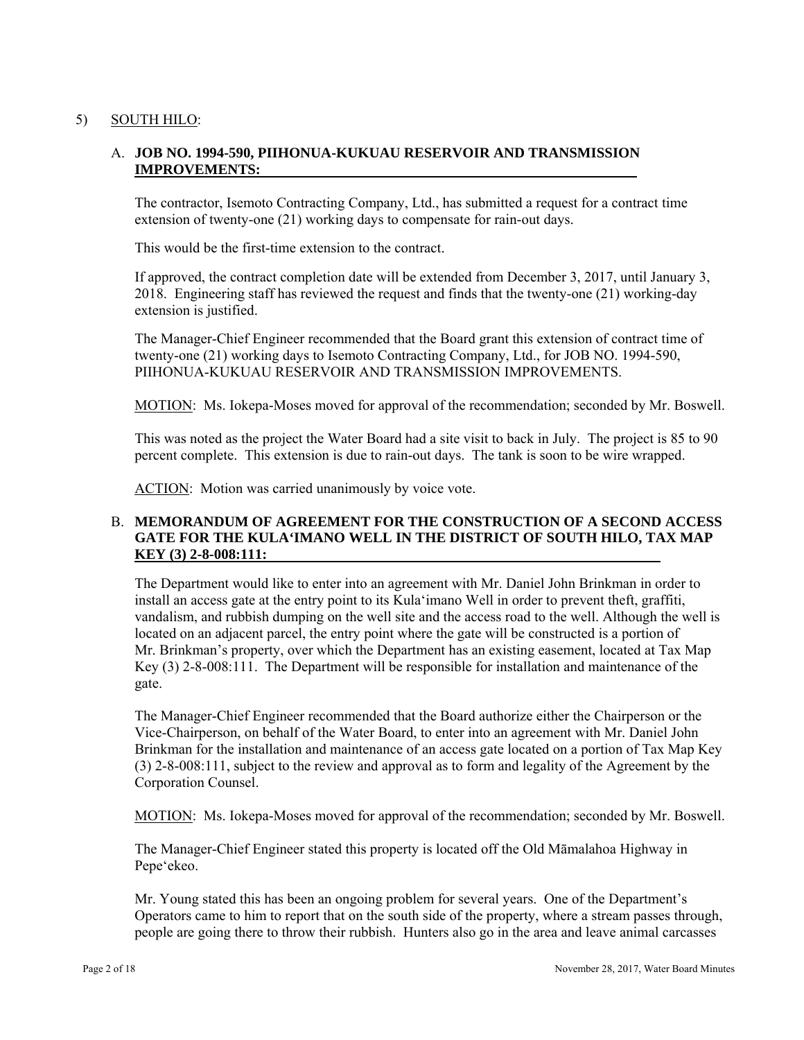5) <u>SOUTH HILO</u>:

A. **JOB NO. 1994-590, PIIHONUA-KUKUAU RESERVOIR AND TRANSMISSION IMPROVEMENTS:**

The contractor, Isemoto Contracting Company, Ltd., has submitted a request for a contract time extension of twenty-one (21) working days to compensate for rain-out days.

This would be the first-time extension to the contract.

If approved, the contract completion date will be extended from December 3, 2017, until January 3, 2018. Engineering staff has reviewed the request and finds that the twenty-one (21) working-day extension is justified.

The Manager-Chief Engineer recommended that the Board grant this extension of contract time of twenty-one (21) working days to Isemoto Contracting Company, Ltd., for JOB NO. 1994-590, PIIHONUA-KUKUAU RESERVOIR AND TRANSMISSION IMPROVEMENTS.

<u>MOTION</u>: Ms. Iokepa-Moses moved for approval of the recommendation; seconded by Mr. Boswell.

This was noted as the project the Water Board had a site visit to back in July. The project is 85 to 90 percent complete. This extension is due to rain-out days. The tank is soon to be wire wrapped.

<u>ACTION</u>: Motion was carried unanimously by voice vote.

B. **MEMORANDUM OF AGREEMENT FOR THE CONSTRUCTION OF A SECOND ACCESS GATE FOR THE KULA'IMANO WELL IN THE DISTRICT OF SOUTH HILO, TAX MAP KEY (3) 2-8-008:111:**

The Department would like to enter into an agreement with Mr. Daniel John Brinkman in order to install an access gate at the entry point to its Kula'imano Well in order to prevent theft, graffiti, vandalism, and rubbish dumping on the well site and the access road to the well. Although the well is located on an adjacent parcel, the entry point where the gate will be constructed is a portion of Mr. Brinkman's property, over which the Department has an existing easement, located at Tax Map Key (3) 2-8-008:111. The Department will be responsible for installation and maintenance of the gate.

The Manager-Chief Engineer recommended that the Board authorize either the Chairperson or the Vice-Chairperson, on behalf of the Water Board, to enter into an agreement with Mr. Daniel John Brinkman for the installation and maintenance of an access gate located on a portion of Tax Map Key (3) 2-8-008:111, subject to the review and approval as to form and legality of the Agreement by the Corporation Counsel.

<u>MOTION</u>: Ms. Iokepa-Moses moved for approval of the recommendation; seconded by Mr. Boswell.

The Manager-Chief Engineer stated this property is located off the Old Māmalahoa Highway in Pepe'ekeo.

Mr. Young stated this has been an ongoing problem for several years. One of the Department's Operators came to him to report that on the south side of the property, where a stream passes through, people are going there to throw their rubbish. Hunters also go in the area and leave animal carcasses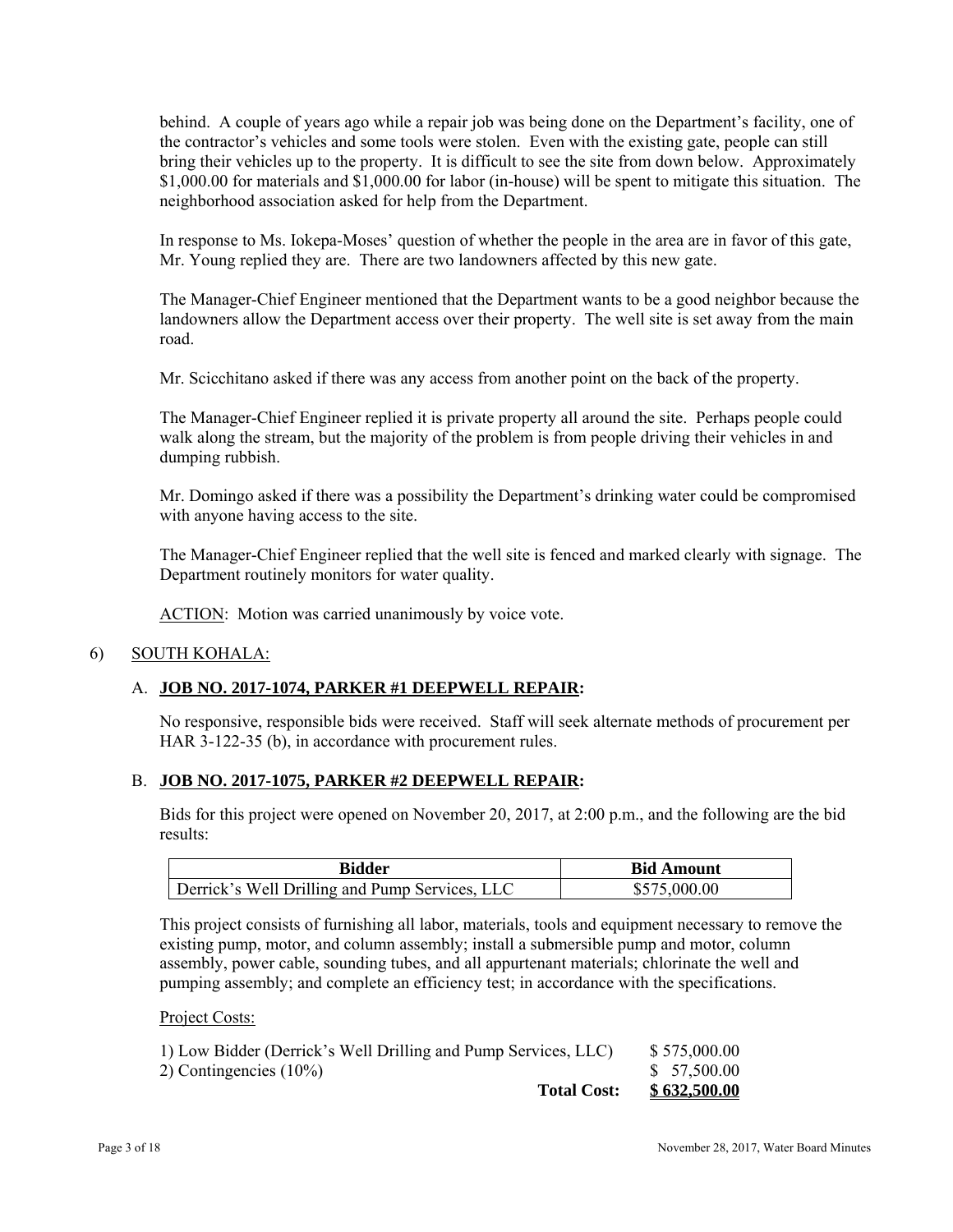behind. A couple of years ago while a repair job was being done on the Department's facility, one of the contractor's vehicles and some tools were stolen. Even with the existing gate, people can still bring their vehicles up to the property. It is difficult to see the site from down below. Approximately $1,000.00 for materials and $1,000.00 for labor (in-house) will be spent to mitigate this situation. The neighborhood association asked for help from the Department.

In response to Ms. Iokepa-Moses' question of whether the people in the area are in favor of this gate, Mr. Young replied they are. There are two landowners affected by this new gate.

The Manager-Chief Engineer mentioned that the Department wants to be a good neighbor because the landowners allow the Department access over their property. The well site is set away from the main road.

Mr. Scicchitano asked if there was any access from another point on the back of the property.

The Manager-Chief Engineer replied it is private property all around the site. Perhaps people could walk along the stream, but the majority of the problem is from people driving their vehicles in and dumping rubbish.

Mr. Domingo asked if there was a possibility the Department's drinking water could be compromised with anyone having access to the site.

The Manager-Chief Engineer replied that the well site is fenced and marked clearly with signage. The Department routinely monitors for water quality.

ACTION: Motion was carried unanimously by voice vote.

6) SOUTH KOHALA:

A. **JOB NO. 2017-1074, PARKER #1 DEEPWELL REPAIR:**

No responsive, responsible bids were received. Staff will seek alternate methods of procurement per HAR 3-122-35 (b), in accordance with procurement rules.

B. **JOB NO. 2017-1075, PARKER #2 DEEPWELL REPAIR:**

Bids for this project were opened on November 20, 2017, at 2:00 p.m., and the following are the bid results:

| Bidder | Bid Amount |
|---|---|
| Derrick's Well Drilling and Pump Services, LLC | $575,000.00 |

This project consists of furnishing all labor, materials, tools and equipment necessary to remove the existing pump, motor, and column assembly; install a submersible pump and motor, column assembly, power cable, sounding tubes, and all appurtenant materials; chlorinate the well and pumping assembly; and complete an efficiency test; in accordance with the specifications.

Project Costs:

| | |
|---|---|
| 1) Low Bidder (Derrick's Well Drilling and Pump Services, LLC) | $ 575,000.00 |
| 2) Contingencies (10%) | $ 57,500.00 |
| **Total Cost:** | **$ 632,500.00** |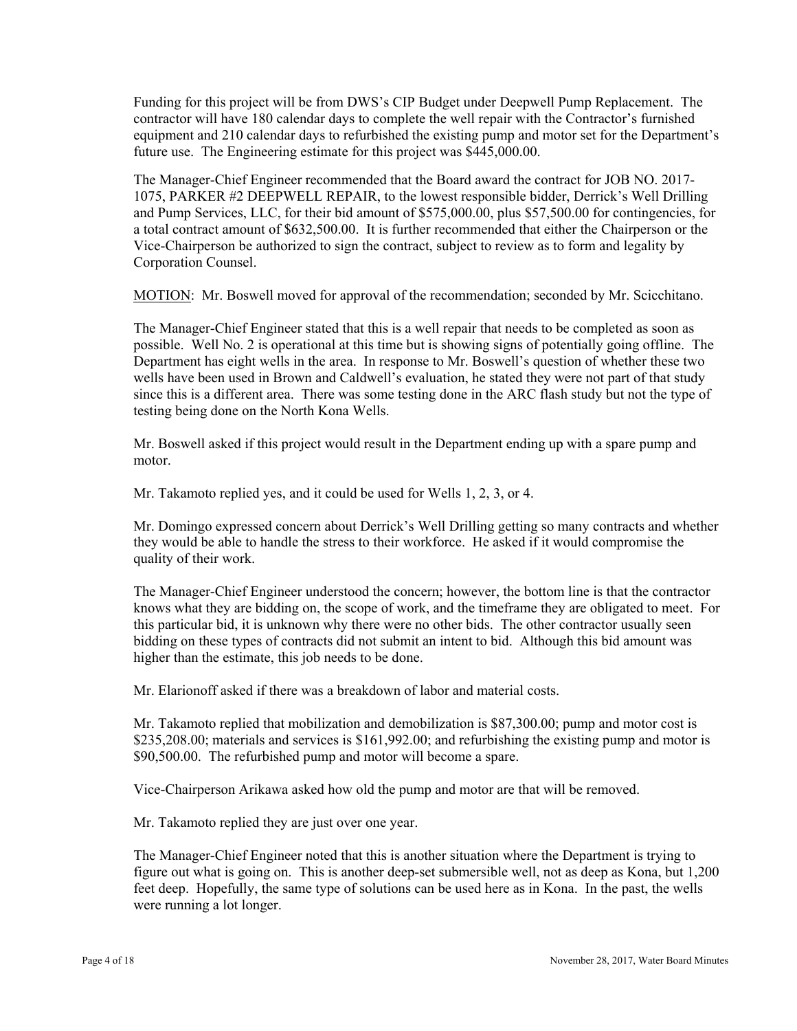Funding for this project will be from DWS's CIP Budget under Deepwell Pump Replacement. The contractor will have 180 calendar days to complete the well repair with the Contractor's furnished equipment and 210 calendar days to refurbished the existing pump and motor set for the Department's future use. The Engineering estimate for this project was $445,000.00.

The Manager-Chief Engineer recommended that the Board award the contract for JOB NO. 2017-1075, PARKER #2 DEEPWELL REPAIR, to the lowest responsible bidder, Derrick's Well Drilling and Pump Services, LLC, for their bid amount of $575,000.00, plus $57,500.00 for contingencies, for a total contract amount of $632,500.00. It is further recommended that either the Chairperson or the Vice-Chairperson be authorized to sign the contract, subject to review as to form and legality by Corporation Counsel.

MOTION: Mr. Boswell moved for approval of the recommendation; seconded by Mr. Scicchitano.

The Manager-Chief Engineer stated that this is a well repair that needs to be completed as soon as possible. Well No. 2 is operational at this time but is showing signs of potentially going offline. The Department has eight wells in the area. In response to Mr. Boswell's question of whether these two wells have been used in Brown and Caldwell's evaluation, he stated they were not part of that study since this is a different area. There was some testing done in the ARC flash study but not the type of testing being done on the North Kona Wells.

Mr. Boswell asked if this project would result in the Department ending up with a spare pump and motor.

Mr. Takamoto replied yes, and it could be used for Wells 1, 2, 3, or 4.

Mr. Domingo expressed concern about Derrick's Well Drilling getting so many contracts and whether they would be able to handle the stress to their workforce. He asked if it would compromise the quality of their work.

The Manager-Chief Engineer understood the concern; however, the bottom line is that the contractor knows what they are bidding on, the scope of work, and the timeframe they are obligated to meet. For this particular bid, it is unknown why there were no other bids. The other contractor usually seen bidding on these types of contracts did not submit an intent to bid. Although this bid amount was higher than the estimate, this job needs to be done.

Mr. Elarionoff asked if there was a breakdown of labor and material costs.

Mr. Takamoto replied that mobilization and demobilization is $87,300.00; pump and motor cost is $235,208.00; materials and services is $161,992.00; and refurbishing the existing pump and motor is $90,500.00. The refurbished pump and motor will become a spare.

Vice-Chairperson Arikawa asked how old the pump and motor are that will be removed.

Mr. Takamoto replied they are just over one year.

The Manager-Chief Engineer noted that this is another situation where the Department is trying to figure out what is going on. This is another deep-set submersible well, not as deep as Kona, but 1,200 feet deep. Hopefully, the same type of solutions can be used here as in Kona. In the past, the wells were running a lot longer.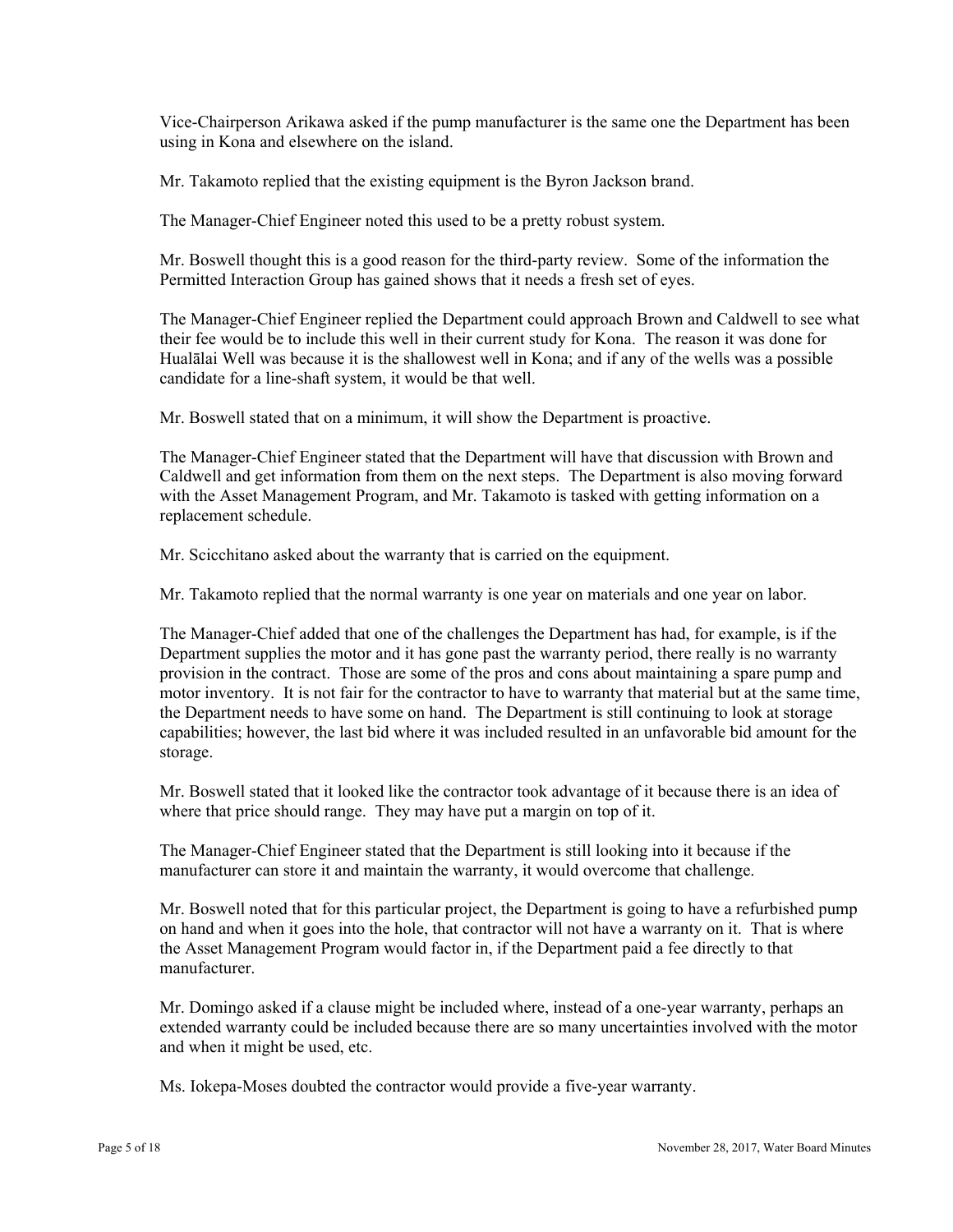Vice-Chairperson Arikawa asked if the pump manufacturer is the same one the Department has been using in Kona and elsewhere on the island.

Mr. Takamoto replied that the existing equipment is the Byron Jackson brand.

The Manager-Chief Engineer noted this used to be a pretty robust system.

Mr. Boswell thought this is a good reason for the third-party review. Some of the information the Permitted Interaction Group has gained shows that it needs a fresh set of eyes.

The Manager-Chief Engineer replied the Department could approach Brown and Caldwell to see what their fee would be to include this well in their current study for Kona. The reason it was done for Hualālai Well was because it is the shallowest well in Kona; and if any of the wells was a possible candidate for a line-shaft system, it would be that well.

Mr. Boswell stated that on a minimum, it will show the Department is proactive.

The Manager-Chief Engineer stated that the Department will have that discussion with Brown and Caldwell and get information from them on the next steps. The Department is also moving forward with the Asset Management Program, and Mr. Takamoto is tasked with getting information on a replacement schedule.

Mr. Scicchitano asked about the warranty that is carried on the equipment.

Mr. Takamoto replied that the normal warranty is one year on materials and one year on labor.

The Manager-Chief added that one of the challenges the Department has had, for example, is if the Department supplies the motor and it has gone past the warranty period, there really is no warranty provision in the contract. Those are some of the pros and cons about maintaining a spare pump and motor inventory. It is not fair for the contractor to have to warranty that material but at the same time, the Department needs to have some on hand. The Department is still continuing to look at storage capabilities; however, the last bid where it was included resulted in an unfavorable bid amount for the storage.

Mr. Boswell stated that it looked like the contractor took advantage of it because there is an idea of where that price should range. They may have put a margin on top of it.

The Manager-Chief Engineer stated that the Department is still looking into it because if the manufacturer can store it and maintain the warranty, it would overcome that challenge.

Mr. Boswell noted that for this particular project, the Department is going to have a refurbished pump on hand and when it goes into the hole, that contractor will not have a warranty on it. That is where the Asset Management Program would factor in, if the Department paid a fee directly to that manufacturer.

Mr. Domingo asked if a clause might be included where, instead of a one-year warranty, perhaps an extended warranty could be included because there are so many uncertainties involved with the motor and when it might be used, etc.

Ms. Iokepa-Moses doubted the contractor would provide a five-year warranty.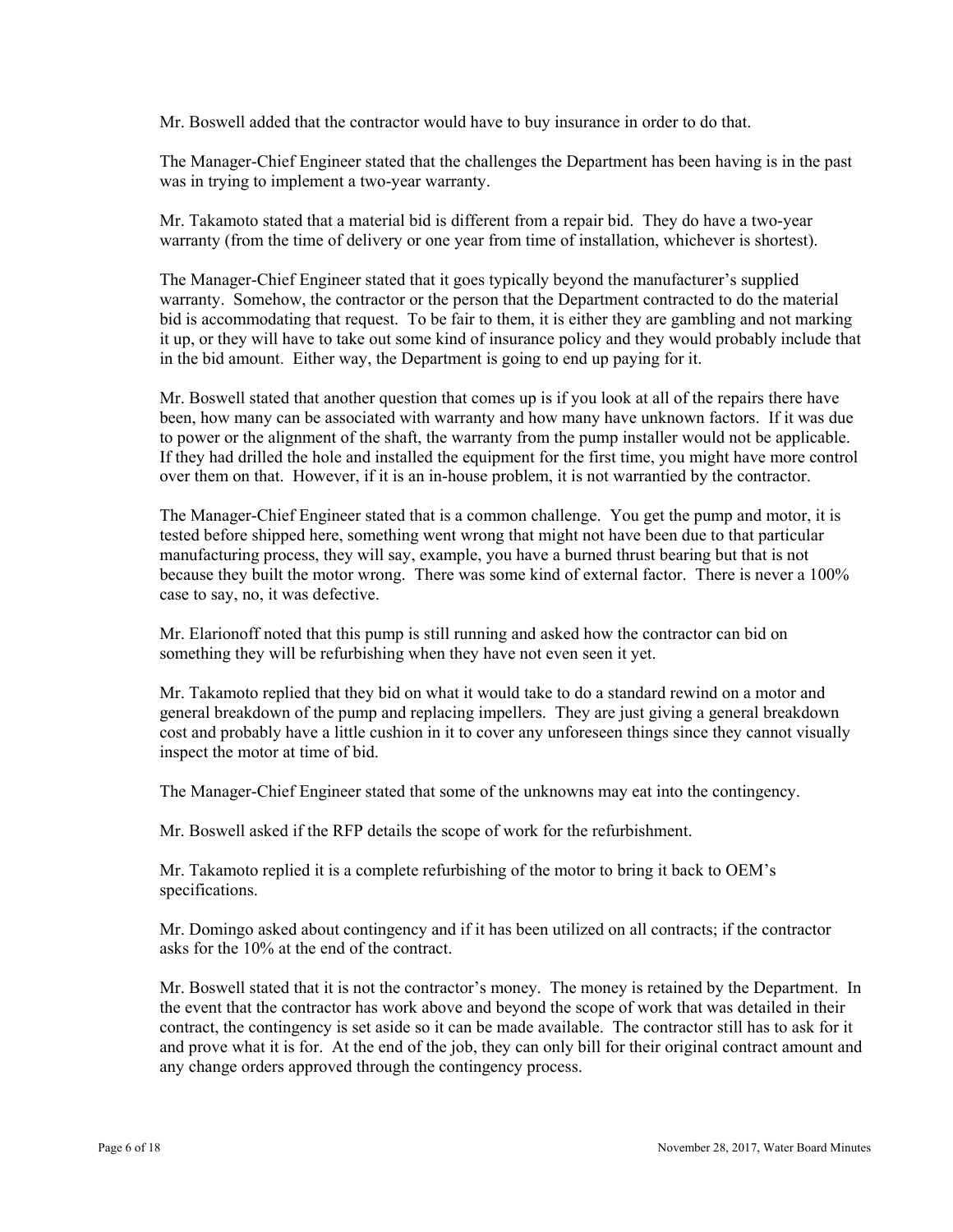Mr. Boswell added that the contractor would have to buy insurance in order to do that.

The Manager-Chief Engineer stated that the challenges the Department has been having is in the past was in trying to implement a two-year warranty.

Mr. Takamoto stated that a material bid is different from a repair bid. They do have a two-year warranty (from the time of delivery or one year from time of installation, whichever is shortest).

The Manager-Chief Engineer stated that it goes typically beyond the manufacturer's supplied warranty. Somehow, the contractor or the person that the Department contracted to do the material bid is accommodating that request. To be fair to them, it is either they are gambling and not marking it up, or they will have to take out some kind of insurance policy and they would probably include that in the bid amount. Either way, the Department is going to end up paying for it.

Mr. Boswell stated that another question that comes up is if you look at all of the repairs there have been, how many can be associated with warranty and how many have unknown factors. If it was due to power or the alignment of the shaft, the warranty from the pump installer would not be applicable. If they had drilled the hole and installed the equipment for the first time, you might have more control over them on that. However, if it is an in-house problem, it is not warrantied by the contractor.

The Manager-Chief Engineer stated that is a common challenge. You get the pump and motor, it is tested before shipped here, something went wrong that might not have been due to that particular manufacturing process, they will say, example, you have a burned thrust bearing but that is not because they built the motor wrong. There was some kind of external factor. There is never a 100% case to say, no, it was defective.

Mr. Elarionoff noted that this pump is still running and asked how the contractor can bid on something they will be refurbishing when they have not even seen it yet.

Mr. Takamoto replied that they bid on what it would take to do a standard rewind on a motor and general breakdown of the pump and replacing impellers. They are just giving a general breakdown cost and probably have a little cushion in it to cover any unforeseen things since they cannot visually inspect the motor at time of bid.

The Manager-Chief Engineer stated that some of the unknowns may eat into the contingency.

Mr. Boswell asked if the RFP details the scope of work for the refurbishment.

Mr. Takamoto replied it is a complete refurbishing of the motor to bring it back to OEM's specifications.

Mr. Domingo asked about contingency and if it has been utilized on all contracts; if the contractor asks for the 10% at the end of the contract.

Mr. Boswell stated that it is not the contractor's money. The money is retained by the Department. In the event that the contractor has work above and beyond the scope of work that was detailed in their contract, the contingency is set aside so it can be made available. The contractor still has to ask for it and prove what it is for. At the end of the job, they can only bill for their original contract amount and any change orders approved through the contingency process.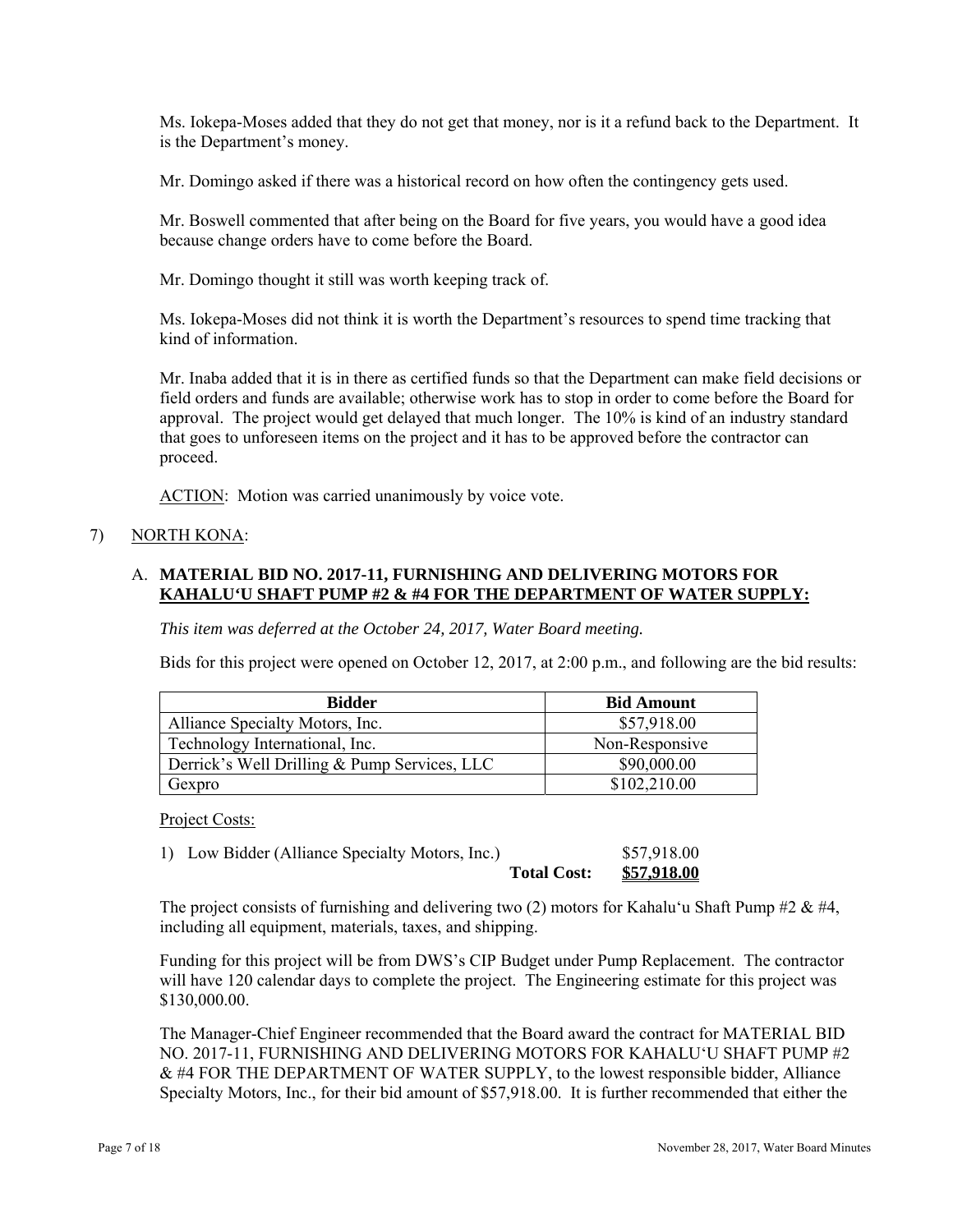Ms. Iokepa-Moses added that they do not get that money, nor is it a refund back to the Department. It is the Department's money.

Mr. Domingo asked if there was a historical record on how often the contingency gets used.

Mr. Boswell commented that after being on the Board for five years, you would have a good idea because change orders have to come before the Board.

Mr. Domingo thought it still was worth keeping track of.

Ms. Iokepa-Moses did not think it is worth the Department's resources to spend time tracking that kind of information.

Mr. Inaba added that it is in there as certified funds so that the Department can make field decisions or field orders and funds are available; otherwise work has to stop in order to come before the Board for approval. The project would get delayed that much longer. The 10% is kind of an industry standard that goes to unforeseen items on the project and it has to be approved before the contractor can proceed.

<u>ACTION</u>: Motion was carried unanimously by voice vote.

7) <u>NORTH KONA</u>:

A. **<u>MATERIAL BID NO. 2017-11, FURNISHING AND DELIVERING MOTORS FOR KAHALU'U SHAFT PUMP #2 & #4 FOR THE DEPARTMENT OF WATER SUPPLY:</u>**

*This item was deferred at the October 24, 2017, Water Board meeting.*

Bids for this project were opened on October 12, 2017, at 2:00 p.m., and following are the bid results:

| Bidder | Bid Amount |
|---|---|
| Alliance Specialty Motors, Inc. | $57,918.00 |
| Technology International, Inc. | Non-Responsive |
| Derrick's Well Drilling & Pump Services, LLC | $90,000.00 |
| Gexpro | $102,210.00 |

<u>Project Costs:</u>

| | |
|---|---|
| 1) Low Bidder (Alliance Specialty Motors, Inc.) | $57,918.00 |
| **Total Cost:** | **<u>$57,918.00</u>** |

The project consists of furnishing and delivering two (2) motors for Kahalu'u Shaft Pump #2 & #4, including all equipment, materials, taxes, and shipping.

Funding for this project will be from DWS's CIP Budget under Pump Replacement. The contractor will have 120 calendar days to complete the project. The Engineering estimate for this project was $130,000.00.

The Manager-Chief Engineer recommended that the Board award the contract for MATERIAL BID NO. 2017-11, FURNISHING AND DELIVERING MOTORS FOR KAHALU'U SHAFT PUMP #2 & #4 FOR THE DEPARTMENT OF WATER SUPPLY, to the lowest responsible bidder, Alliance Specialty Motors, Inc., for their bid amount of $57,918.00. It is further recommended that either the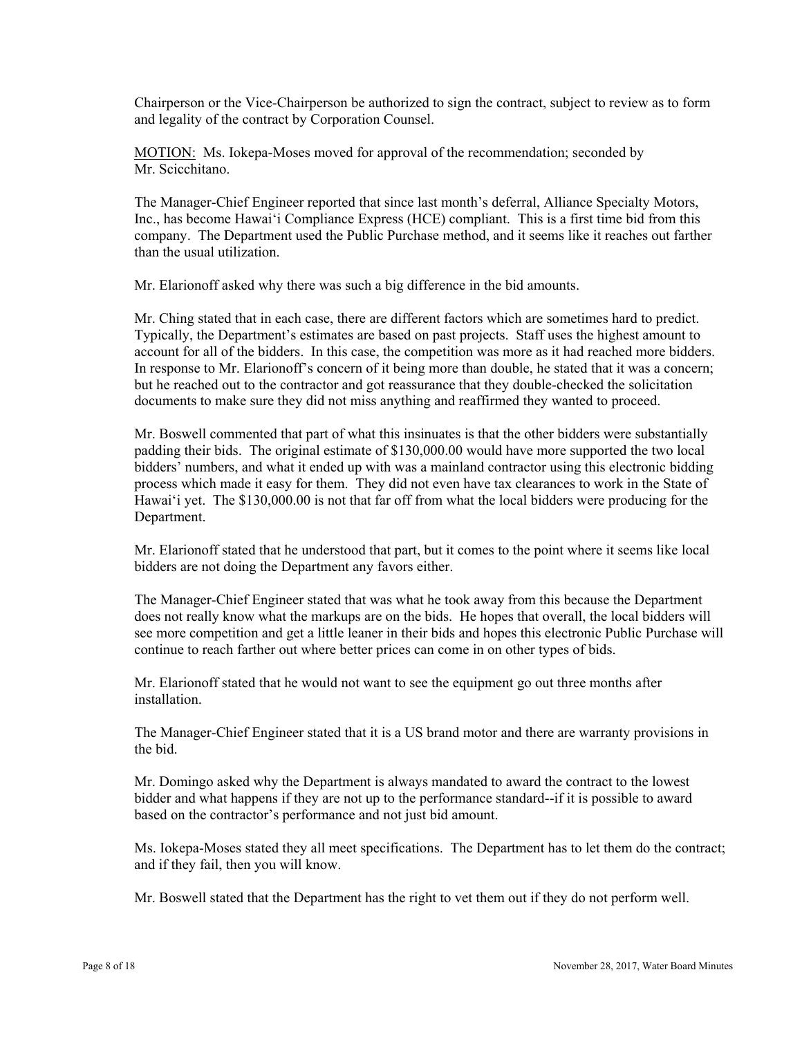Chairperson or the Vice-Chairperson be authorized to sign the contract, subject to review as to form and legality of the contract by Corporation Counsel.

MOTION: Ms. Iokepa-Moses moved for approval of the recommendation; seconded by Mr. Scicchitano.

The Manager-Chief Engineer reported that since last month's deferral, Alliance Specialty Motors, Inc., has become Hawaiʻi Compliance Express (HCE) compliant. This is a first time bid from this company. The Department used the Public Purchase method, and it seems like it reaches out farther than the usual utilization.

Mr. Elarionoff asked why there was such a big difference in the bid amounts.

Mr. Ching stated that in each case, there are different factors which are sometimes hard to predict. Typically, the Department's estimates are based on past projects. Staff uses the highest amount to account for all of the bidders. In this case, the competition was more as it had reached more bidders. In response to Mr. Elarionoff's concern of it being more than double, he stated that it was a concern; but he reached out to the contractor and got reassurance that they double-checked the solicitation documents to make sure they did not miss anything and reaffirmed they wanted to proceed.

Mr. Boswell commented that part of what this insinuates is that the other bidders were substantially padding their bids. The original estimate of $130,000.00 would have more supported the two local bidders' numbers, and what it ended up with was a mainland contractor using this electronic bidding process which made it easy for them. They did not even have tax clearances to work in the State of Hawaiʻi yet. The $130,000.00 is not that far off from what the local bidders were producing for the Department.

Mr. Elarionoff stated that he understood that part, but it comes to the point where it seems like local bidders are not doing the Department any favors either.

The Manager-Chief Engineer stated that was what he took away from this because the Department does not really know what the markups are on the bids. He hopes that overall, the local bidders will see more competition and get a little leaner in their bids and hopes this electronic Public Purchase will continue to reach farther out where better prices can come in on other types of bids.

Mr. Elarionoff stated that he would not want to see the equipment go out three months after installation.

The Manager-Chief Engineer stated that it is a US brand motor and there are warranty provisions in the bid.

Mr. Domingo asked why the Department is always mandated to award the contract to the lowest bidder and what happens if they are not up to the performance standard--if it is possible to award based on the contractor's performance and not just bid amount.

Ms. Iokepa-Moses stated they all meet specifications. The Department has to let them do the contract; and if they fail, then you will know.

Mr. Boswell stated that the Department has the right to vet them out if they do not perform well.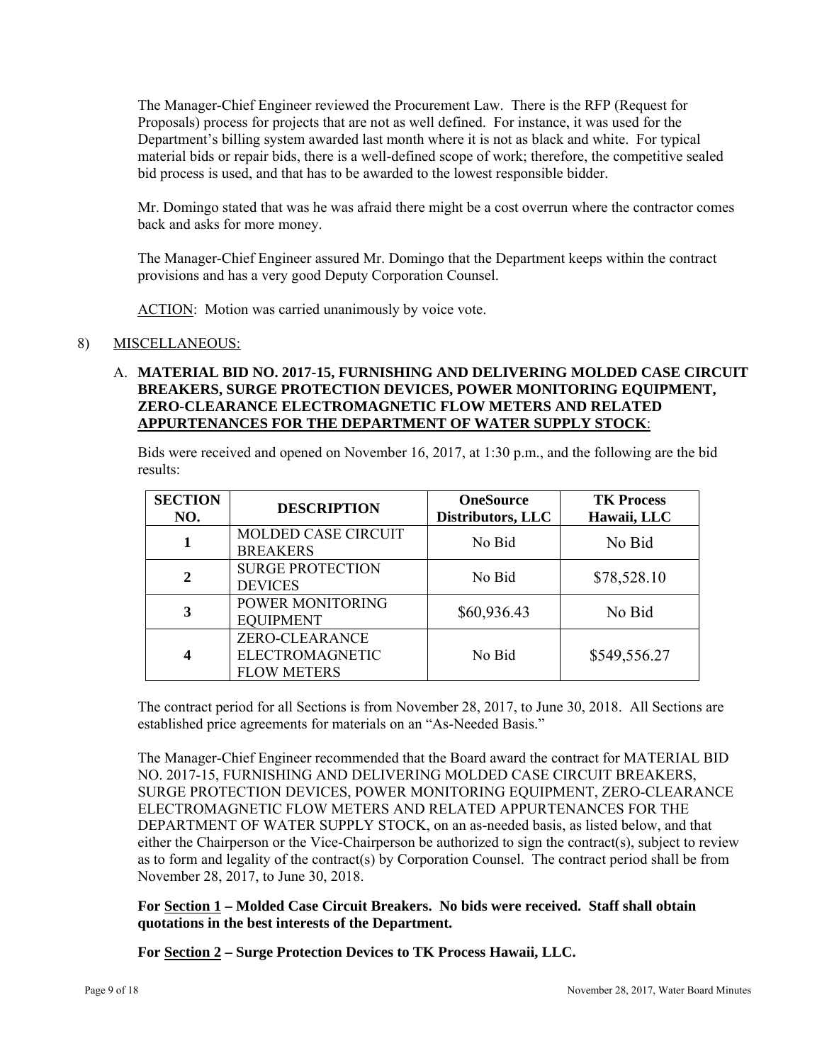The Manager-Chief Engineer reviewed the Procurement Law. There is the RFP (Request for Proposals) process for projects that are not as well defined. For instance, it was used for the Department's billing system awarded last month where it is not as black and white. For typical material bids or repair bids, there is a well-defined scope of work; therefore, the competitive sealed bid process is used, and that has to be awarded to the lowest responsible bidder.

Mr. Domingo stated that was he was afraid there might be a cost overrun where the contractor comes back and asks for more money.

The Manager-Chief Engineer assured Mr. Domingo that the Department keeps within the contract provisions and has a very good Deputy Corporation Counsel.

ACTION: Motion was carried unanimously by voice vote.

8) MISCELLANEOUS:

A. **MATERIAL BID NO. 2017-15, FURNISHING AND DELIVERING MOLDED CASE CIRCUIT BREAKERS, SURGE PROTECTION DEVICES, POWER MONITORING EQUIPMENT, ZERO-CLEARANCE ELECTROMAGNETIC FLOW METERS AND RELATED APPURTENANCES FOR THE DEPARTMENT OF WATER SUPPLY STOCK**:

Bids were received and opened on November 16, 2017, at 1:30 p.m., and the following are the bid results:

| SECTION NO. | DESCRIPTION | OneSource Distributors, LLC | TK Process Hawaii, LLC |
|---|---|---|---|
| 1 | MOLDED CASE CIRCUIT BREAKERS | No Bid | No Bid |
| 2 | SURGE PROTECTION DEVICES | No Bid | $78,528.10 |
| 3 | POWER MONITORING EQUIPMENT | $60,936.43 | No Bid |
| 4 | ZERO-CLEARANCE ELECTROMAGNETIC FLOW METERS | No Bid | $549,556.27 |

The contract period for all Sections is from November 28, 2017, to June 30, 2018. All Sections are established price agreements for materials on an "As-Needed Basis."

The Manager-Chief Engineer recommended that the Board award the contract for MATERIAL BID NO. 2017-15, FURNISHING AND DELIVERING MOLDED CASE CIRCUIT BREAKERS, SURGE PROTECTION DEVICES, POWER MONITORING EQUIPMENT, ZERO-CLEARANCE ELECTROMAGNETIC FLOW METERS AND RELATED APPURTENANCES FOR THE DEPARTMENT OF WATER SUPPLY STOCK, on an as-needed basis, as listed below, and that either the Chairperson or the Vice-Chairperson be authorized to sign the contract(s), subject to review as to form and legality of the contract(s) by Corporation Counsel. The contract period shall be from November 28, 2017, to June 30, 2018.

**For Section 1 – Molded Case Circuit Breakers. No bids were received. Staff shall obtain quotations in the best interests of the Department.**

**For Section 2 – Surge Protection Devices to TK Process Hawaii, LLC.**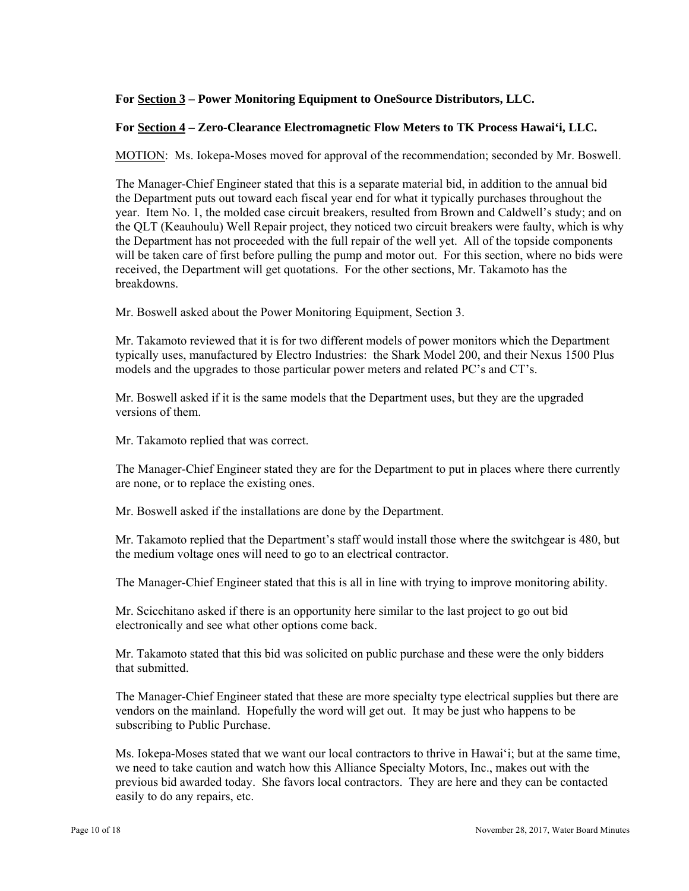**For Section 3 – Power Monitoring Equipment to OneSource Distributors, LLC.**

**For Section 4 – Zero-Clearance Electromagnetic Flow Meters to TK Process Hawai'i, LLC.**

MOTION: Ms. Iokepa-Moses moved for approval of the recommendation; seconded by Mr. Boswell.

The Manager-Chief Engineer stated that this is a separate material bid, in addition to the annual bid the Department puts out toward each fiscal year end for what it typically purchases throughout the year. Item No. 1, the molded case circuit breakers, resulted from Brown and Caldwell's study; and on the QLT (Keauhoulu) Well Repair project, they noticed two circuit breakers were faulty, which is why the Department has not proceeded with the full repair of the well yet. All of the topside components will be taken care of first before pulling the pump and motor out. For this section, where no bids were received, the Department will get quotations. For the other sections, Mr. Takamoto has the breakdowns.

Mr. Boswell asked about the Power Monitoring Equipment, Section 3.

Mr. Takamoto reviewed that it is for two different models of power monitors which the Department typically uses, manufactured by Electro Industries: the Shark Model 200, and their Nexus 1500 Plus models and the upgrades to those particular power meters and related PC's and CT's.

Mr. Boswell asked if it is the same models that the Department uses, but they are the upgraded versions of them.

Mr. Takamoto replied that was correct.

The Manager-Chief Engineer stated they are for the Department to put in places where there currently are none, or to replace the existing ones.

Mr. Boswell asked if the installations are done by the Department.

Mr. Takamoto replied that the Department's staff would install those where the switchgear is 480, but the medium voltage ones will need to go to an electrical contractor.

The Manager-Chief Engineer stated that this is all in line with trying to improve monitoring ability.

Mr. Scicchitano asked if there is an opportunity here similar to the last project to go out bid electronically and see what other options come back.

Mr. Takamoto stated that this bid was solicited on public purchase and these were the only bidders that submitted.

The Manager-Chief Engineer stated that these are more specialty type electrical supplies but there are vendors on the mainland. Hopefully the word will get out. It may be just who happens to be subscribing to Public Purchase.

Ms. Iokepa-Moses stated that we want our local contractors to thrive in Hawai'i; but at the same time, we need to take caution and watch how this Alliance Specialty Motors, Inc., makes out with the previous bid awarded today. She favors local contractors. They are here and they can be contacted easily to do any repairs, etc.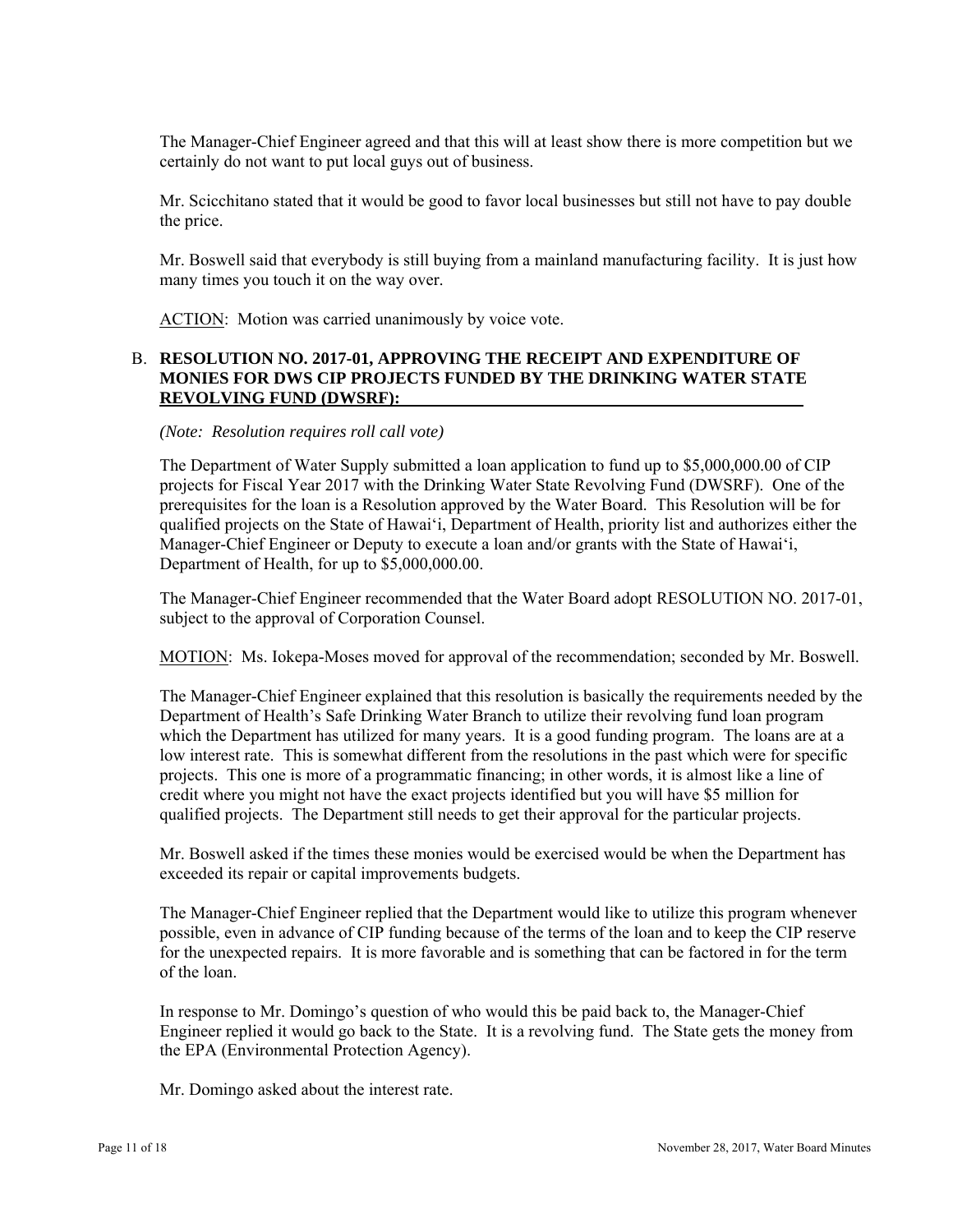The Manager-Chief Engineer agreed and that this will at least show there is more competition but we certainly do not want to put local guys out of business.

Mr. Scicchitano stated that it would be good to favor local businesses but still not have to pay double the price.

Mr. Boswell said that everybody is still buying from a mainland manufacturing facility. It is just how many times you touch it on the way over.

ACTION: Motion was carried unanimously by voice vote.

B. **RESOLUTION NO. 2017-01, APPROVING THE RECEIPT AND EXPENDITURE OF MONIES FOR DWS CIP PROJECTS FUNDED BY THE DRINKING WATER STATE REVOLVING FUND (DWSRF):**

*(Note: Resolution requires roll call vote)*

The Department of Water Supply submitted a loan application to fund up to $5,000,000.00 of CIP projects for Fiscal Year 2017 with the Drinking Water State Revolving Fund (DWSRF). One of the prerequisites for the loan is a Resolution approved by the Water Board. This Resolution will be for qualified projects on the State of Hawai'i, Department of Health, priority list and authorizes either the Manager-Chief Engineer or Deputy to execute a loan and/or grants with the State of Hawai'i, Department of Health, for up to $5,000,000.00.

The Manager-Chief Engineer recommended that the Water Board adopt RESOLUTION NO. 2017-01, subject to the approval of Corporation Counsel.

MOTION: Ms. Iokepa-Moses moved for approval of the recommendation; seconded by Mr. Boswell.

The Manager-Chief Engineer explained that this resolution is basically the requirements needed by the Department of Health's Safe Drinking Water Branch to utilize their revolving fund loan program which the Department has utilized for many years. It is a good funding program. The loans are at a low interest rate. This is somewhat different from the resolutions in the past which were for specific projects. This one is more of a programmatic financing; in other words, it is almost like a line of credit where you might not have the exact projects identified but you will have $5 million for qualified projects. The Department still needs to get their approval for the particular projects.

Mr. Boswell asked if the times these monies would be exercised would be when the Department has exceeded its repair or capital improvements budgets.

The Manager-Chief Engineer replied that the Department would like to utilize this program whenever possible, even in advance of CIP funding because of the terms of the loan and to keep the CIP reserve for the unexpected repairs. It is more favorable and is something that can be factored in for the term of the loan.

In response to Mr. Domingo's question of who would this be paid back to, the Manager-Chief Engineer replied it would go back to the State. It is a revolving fund. The State gets the money from the EPA (Environmental Protection Agency).

Mr. Domingo asked about the interest rate.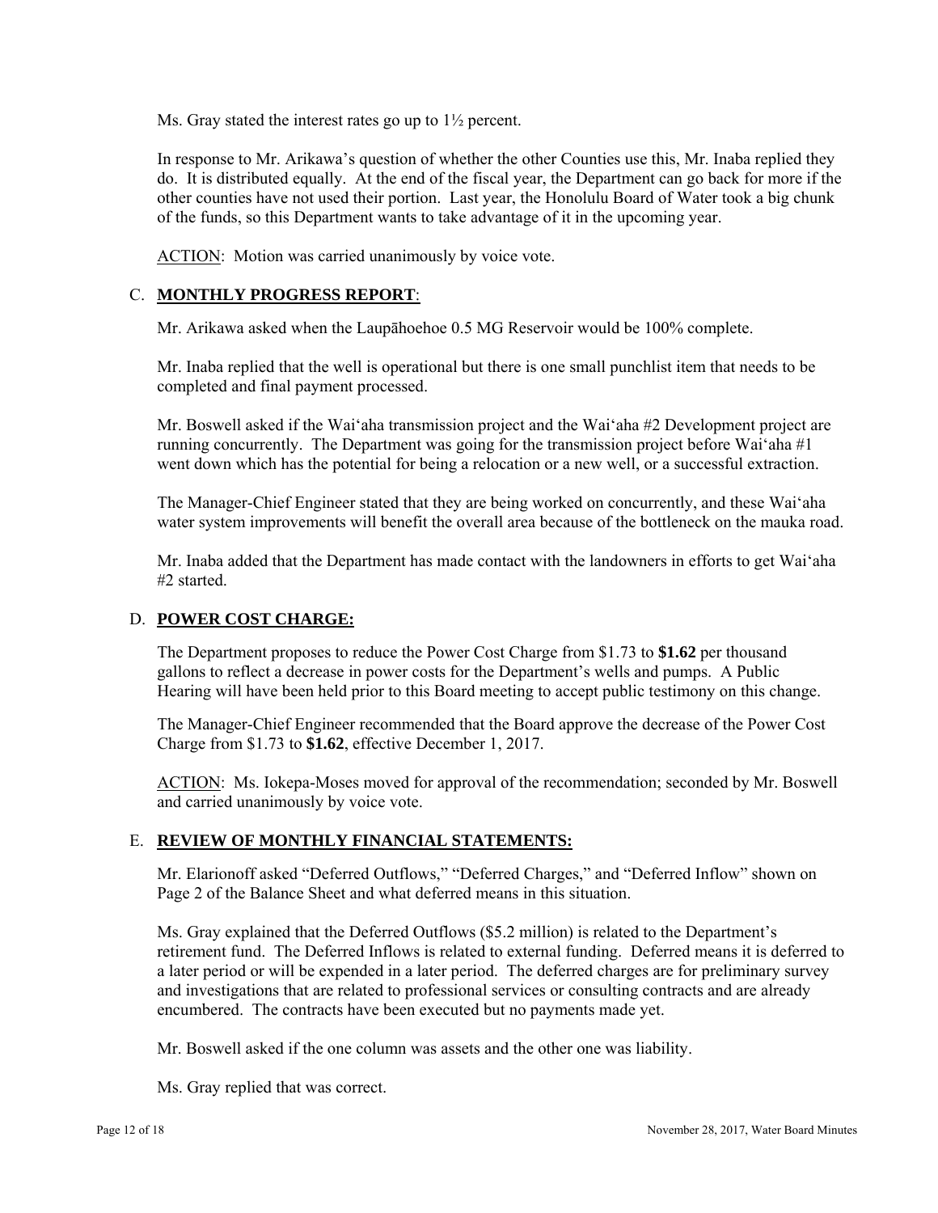Ms. Gray stated the interest rates go up to 1½ percent.

In response to Mr. Arikawa's question of whether the other Counties use this, Mr. Inaba replied they do. It is distributed equally. At the end of the fiscal year, the Department can go back for more if the other counties have not used their portion. Last year, the Honolulu Board of Water took a big chunk of the funds, so this Department wants to take advantage of it in the upcoming year.

<u>ACTION</u>: Motion was carried unanimously by voice vote.

## C. **<u>MONTHLY PROGRESS REPORT</u>**:

Mr. Arikawa asked when the Laupāhoehoe 0.5 MG Reservoir would be 100% complete.

Mr. Inaba replied that the well is operational but there is one small punchlist item that needs to be completed and final payment processed.

Mr. Boswell asked if the Wai'aha transmission project and the Wai'aha #2 Development project are running concurrently. The Department was going for the transmission project before Wai'aha #1 went down which has the potential for being a relocation or a new well, or a successful extraction.

The Manager-Chief Engineer stated that they are being worked on concurrently, and these Wai'aha water system improvements will benefit the overall area because of the bottleneck on the mauka road.

Mr. Inaba added that the Department has made contact with the landowners in efforts to get Wai'aha #2 started.

## D. **<u>POWER COST CHARGE:</u>**

The Department proposes to reduce the Power Cost Charge from $1.73 to **$1.62** per thousand gallons to reflect a decrease in power costs for the Department's wells and pumps. A Public Hearing will have been held prior to this Board meeting to accept public testimony on this change.

The Manager-Chief Engineer recommended that the Board approve the decrease of the Power Cost Charge from $1.73 to **$1.62**, effective December 1, 2017.

<u>ACTION</u>: Ms. Iokepa-Moses moved for approval of the recommendation; seconded by Mr. Boswell and carried unanimously by voice vote.

## E. **<u>REVIEW OF MONTHLY FINANCIAL STATEMENTS:</u>**

Mr. Elarionoff asked "Deferred Outflows," "Deferred Charges," and "Deferred Inflow" shown on Page 2 of the Balance Sheet and what deferred means in this situation.

Ms. Gray explained that the Deferred Outflows ($5.2 million) is related to the Department's retirement fund. The Deferred Inflows is related to external funding. Deferred means it is deferred to a later period or will be expended in a later period. The deferred charges are for preliminary survey and investigations that are related to professional services or consulting contracts and are already encumbered. The contracts have been executed but no payments made yet.

Mr. Boswell asked if the one column was assets and the other one was liability.

Ms. Gray replied that was correct.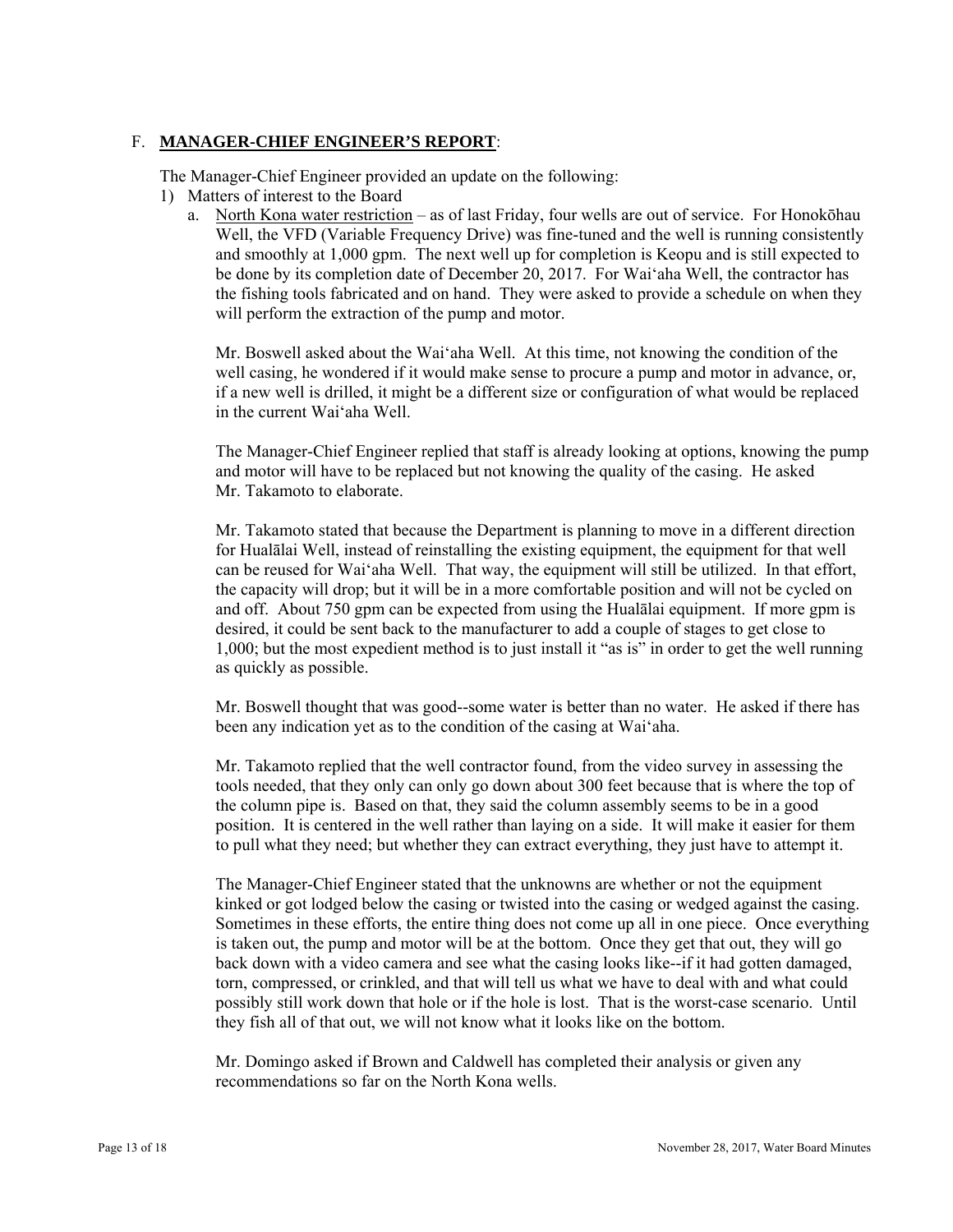F. **MANAGER-CHIEF ENGINEER'S REPORT**:

The Manager-Chief Engineer provided an update on the following:

1) Matters of interest to the Board

   a. North Kona water restriction – as of last Friday, four wells are out of service. For Honokōhau Well, the VFD (Variable Frequency Drive) was fine-tuned and the well is running consistently and smoothly at 1,000 gpm. The next well up for completion is Keopu and is still expected to be done by its completion date of December 20, 2017. For Waiʻaha Well, the contractor has the fishing tools fabricated and on hand. They were asked to provide a schedule on when they will perform the extraction of the pump and motor.

   Mr. Boswell asked about the Waiʻaha Well. At this time, not knowing the condition of the well casing, he wondered if it would make sense to procure a pump and motor in advance, or, if a new well is drilled, it might be a different size or configuration of what would be replaced in the current Waiʻaha Well.

   The Manager-Chief Engineer replied that staff is already looking at options, knowing the pump and motor will have to be replaced but not knowing the quality of the casing. He asked Mr. Takamoto to elaborate.

   Mr. Takamoto stated that because the Department is planning to move in a different direction for Hualālai Well, instead of reinstalling the existing equipment, the equipment for that well can be reused for Waiʻaha Well. That way, the equipment will still be utilized. In that effort, the capacity will drop; but it will be in a more comfortable position and will not be cycled on and off. About 750 gpm can be expected from using the Hualālai equipment. If more gpm is desired, it could be sent back to the manufacturer to add a couple of stages to get close to 1,000; but the most expedient method is to just install it "as is" in order to get the well running as quickly as possible.

   Mr. Boswell thought that was good--some water is better than no water. He asked if there has been any indication yet as to the condition of the casing at Waiʻaha.

   Mr. Takamoto replied that the well contractor found, from the video survey in assessing the tools needed, that they only can only go down about 300 feet because that is where the top of the column pipe is. Based on that, they said the column assembly seems to be in a good position. It is centered in the well rather than laying on a side. It will make it easier for them to pull what they need; but whether they can extract everything, they just have to attempt it.

   The Manager-Chief Engineer stated that the unknowns are whether or not the equipment kinked or got lodged below the casing or twisted into the casing or wedged against the casing. Sometimes in these efforts, the entire thing does not come up all in one piece. Once everything is taken out, the pump and motor will be at the bottom. Once they get that out, they will go back down with a video camera and see what the casing looks like--if it had gotten damaged, torn, compressed, or crinkled, and that will tell us what we have to deal with and what could possibly still work down that hole or if the hole is lost. That is the worst-case scenario. Until they fish all of that out, we will not know what it looks like on the bottom.

   Mr. Domingo asked if Brown and Caldwell has completed their analysis or given any recommendations so far on the North Kona wells.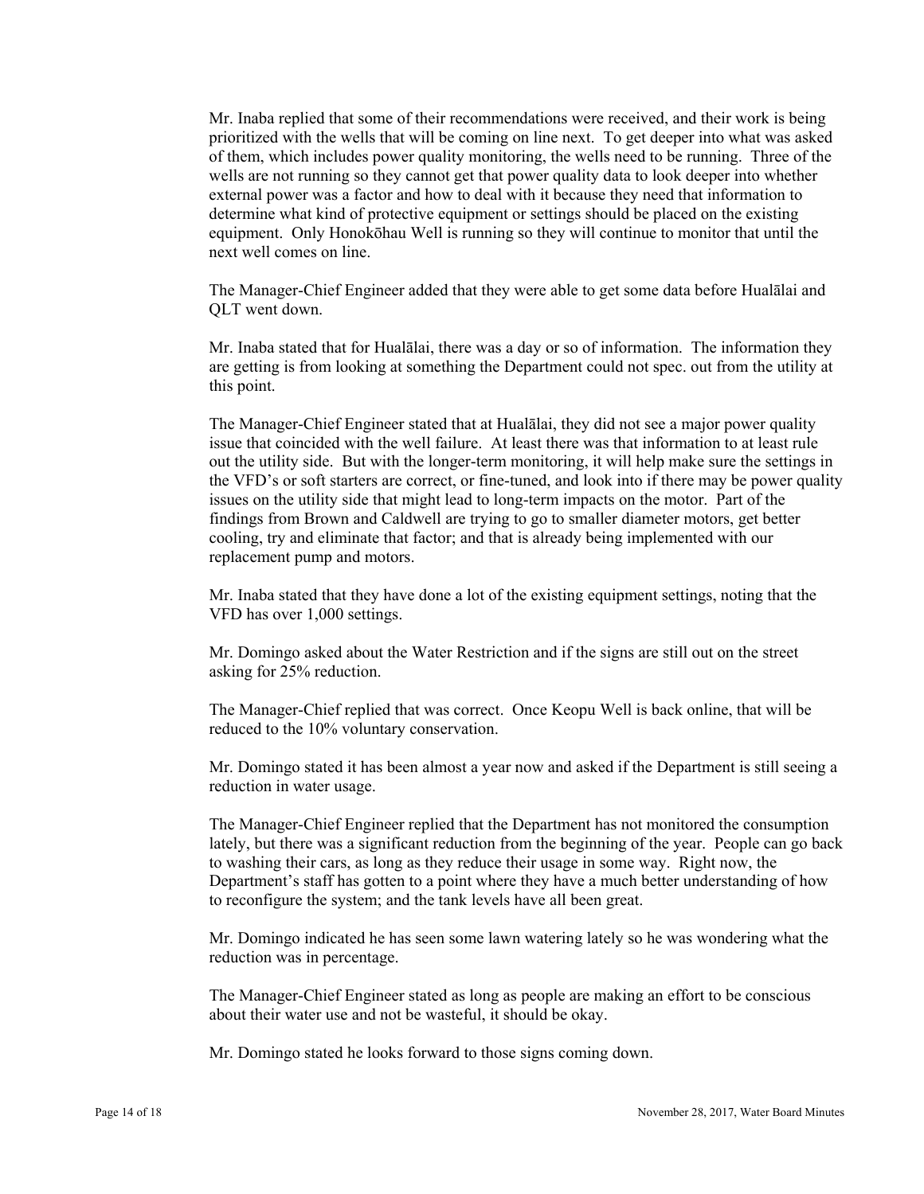Mr. Inaba replied that some of their recommendations were received, and their work is being prioritized with the wells that will be coming on line next. To get deeper into what was asked of them, which includes power quality monitoring, the wells need to be running. Three of the wells are not running so they cannot get that power quality data to look deeper into whether external power was a factor and how to deal with it because they need that information to determine what kind of protective equipment or settings should be placed on the existing equipment. Only Honokōhau Well is running so they will continue to monitor that until the next well comes on line.

The Manager-Chief Engineer added that they were able to get some data before Hualālai and QLT went down.

Mr. Inaba stated that for Hualālai, there was a day or so of information. The information they are getting is from looking at something the Department could not spec. out from the utility at this point.

The Manager-Chief Engineer stated that at Hualālai, they did not see a major power quality issue that coincided with the well failure. At least there was that information to at least rule out the utility side. But with the longer-term monitoring, it will help make sure the settings in the VFD's or soft starters are correct, or fine-tuned, and look into if there may be power quality issues on the utility side that might lead to long-term impacts on the motor. Part of the findings from Brown and Caldwell are trying to go to smaller diameter motors, get better cooling, try and eliminate that factor; and that is already being implemented with our replacement pump and motors.

Mr. Inaba stated that they have done a lot of the existing equipment settings, noting that the VFD has over 1,000 settings.

Mr. Domingo asked about the Water Restriction and if the signs are still out on the street asking for 25% reduction.

The Manager-Chief replied that was correct. Once Keopu Well is back online, that will be reduced to the 10% voluntary conservation.

Mr. Domingo stated it has been almost a year now and asked if the Department is still seeing a reduction in water usage.

The Manager-Chief Engineer replied that the Department has not monitored the consumption lately, but there was a significant reduction from the beginning of the year. People can go back to washing their cars, as long as they reduce their usage in some way. Right now, the Department's staff has gotten to a point where they have a much better understanding of how to reconfigure the system; and the tank levels have all been great.

Mr. Domingo indicated he has seen some lawn watering lately so he was wondering what the reduction was in percentage.

The Manager-Chief Engineer stated as long as people are making an effort to be conscious about their water use and not be wasteful, it should be okay.

Mr. Domingo stated he looks forward to those signs coming down.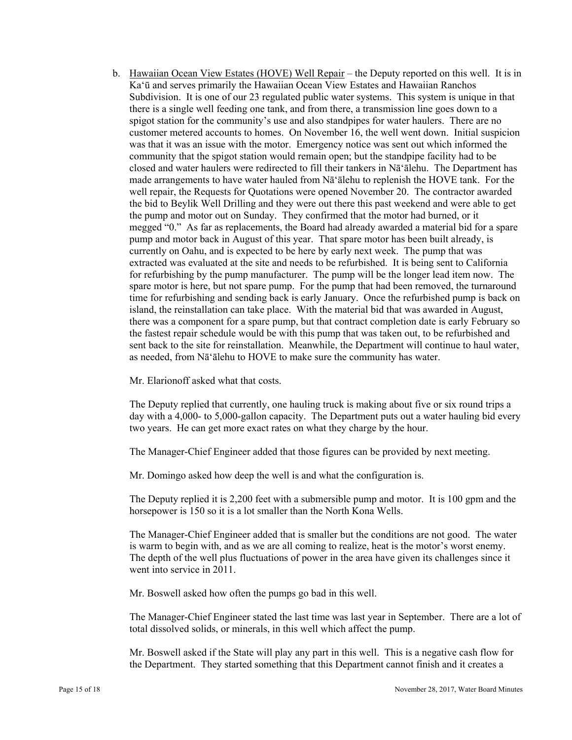b. <u>Hawaiian Ocean View Estates (HOVE) Well Repair</u> – the Deputy reported on this well. It is in Ka'ū and serves primarily the Hawaiian Ocean View Estates and Hawaiian Ranchos Subdivision. It is one of our 23 regulated public water systems. This system is unique in that there is a single well feeding one tank, and from there, a transmission line goes down to a spigot station for the community's use and also standpipes for water haulers. There are no customer metered accounts to homes. On November 16, the well went down. Initial suspicion was that it was an issue with the motor. Emergency notice was sent out which informed the community that the spigot station would remain open; but the standpipe facility had to be closed and water haulers were redirected to fill their tankers in Nā'ālehu. The Department has made arrangements to have water hauled from Nā'ālehu to replenish the HOVE tank. For the well repair, the Requests for Quotations were opened November 20. The contractor awarded the bid to Beylik Well Drilling and they were out there this past weekend and were able to get the pump and motor out on Sunday. They confirmed that the motor had burned, or it megged "0." As far as replacements, the Board had already awarded a material bid for a spare pump and motor back in August of this year. That spare motor has been built already, is currently on Oahu, and is expected to be here by early next week. The pump that was extracted was evaluated at the site and needs to be refurbished. It is being sent to California for refurbishing by the pump manufacturer. The pump will be the longer lead item now. The spare motor is here, but not spare pump. For the pump that had been removed, the turnaround time for refurbishing and sending back is early January. Once the refurbished pump is back on island, the reinstallation can take place. With the material bid that was awarded in August, there was a component for a spare pump, but that contract completion date is early February so the fastest repair schedule would be with this pump that was taken out, to be refurbished and sent back to the site for reinstallation. Meanwhile, the Department will continue to haul water, as needed, from Nā'ālehu to HOVE to make sure the community has water.

Mr. Elarionoff asked what that costs.

The Deputy replied that currently, one hauling truck is making about five or six round trips a day with a 4,000- to 5,000-gallon capacity. The Department puts out a water hauling bid every two years. He can get more exact rates on what they charge by the hour.

The Manager-Chief Engineer added that those figures can be provided by next meeting.

Mr. Domingo asked how deep the well is and what the configuration is.

The Deputy replied it is 2,200 feet with a submersible pump and motor. It is 100 gpm and the horsepower is 150 so it is a lot smaller than the North Kona Wells.

The Manager-Chief Engineer added that is smaller but the conditions are not good. The water is warm to begin with, and as we are all coming to realize, heat is the motor's worst enemy. The depth of the well plus fluctuations of power in the area have given its challenges since it went into service in 2011.

Mr. Boswell asked how often the pumps go bad in this well.

The Manager-Chief Engineer stated the last time was last year in September. There are a lot of total dissolved solids, or minerals, in this well which affect the pump.

Mr. Boswell asked if the State will play any part in this well. This is a negative cash flow for the Department. They started something that this Department cannot finish and it creates a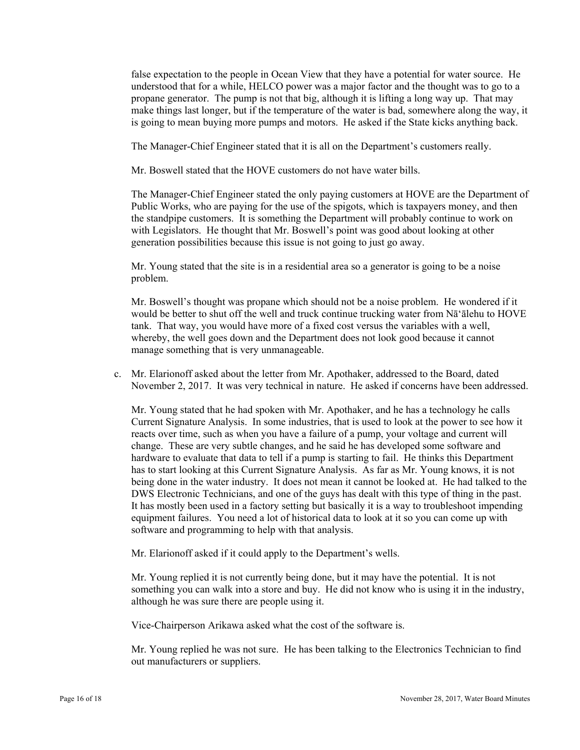false expectation to the people in Ocean View that they have a potential for water source. He understood that for a while, HELCO power was a major factor and the thought was to go to a propane generator. The pump is not that big, although it is lifting a long way up. That may make things last longer, but if the temperature of the water is bad, somewhere along the way, it is going to mean buying more pumps and motors. He asked if the State kicks anything back.

The Manager-Chief Engineer stated that it is all on the Department's customers really.

Mr. Boswell stated that the HOVE customers do not have water bills.

The Manager-Chief Engineer stated the only paying customers at HOVE are the Department of Public Works, who are paying for the use of the spigots, which is taxpayers money, and then the standpipe customers. It is something the Department will probably continue to work on with Legislators. He thought that Mr. Boswell's point was good about looking at other generation possibilities because this issue is not going to just go away.

Mr. Young stated that the site is in a residential area so a generator is going to be a noise problem.

Mr. Boswell's thought was propane which should not be a noise problem. He wondered if it would be better to shut off the well and truck continue trucking water from Nāʻālehu to HOVE tank. That way, you would have more of a fixed cost versus the variables with a well, whereby, the well goes down and the Department does not look good because it cannot manage something that is very unmanageable.

c. Mr. Elarionoff asked about the letter from Mr. Apothaker, addressed to the Board, dated November 2, 2017. It was very technical in nature. He asked if concerns have been addressed.

   Mr. Young stated that he had spoken with Mr. Apothaker, and he has a technology he calls Current Signature Analysis. In some industries, that is used to look at the power to see how it reacts over time, such as when you have a failure of a pump, your voltage and current will change. These are very subtle changes, and he said he has developed some software and hardware to evaluate that data to tell if a pump is starting to fail. He thinks this Department has to start looking at this Current Signature Analysis. As far as Mr. Young knows, it is not being done in the water industry. It does not mean it cannot be looked at. He had talked to the DWS Electronic Technicians, and one of the guys has dealt with this type of thing in the past. It has mostly been used in a factory setting but basically it is a way to troubleshoot impending equipment failures. You need a lot of historical data to look at it so you can come up with software and programming to help with that analysis.

   Mr. Elarionoff asked if it could apply to the Department's wells.

   Mr. Young replied it is not currently being done, but it may have the potential. It is not something you can walk into a store and buy. He did not know who is using it in the industry, although he was sure there are people using it.

   Vice-Chairperson Arikawa asked what the cost of the software is.

   Mr. Young replied he was not sure. He has been talking to the Electronics Technician to find out manufacturers or suppliers.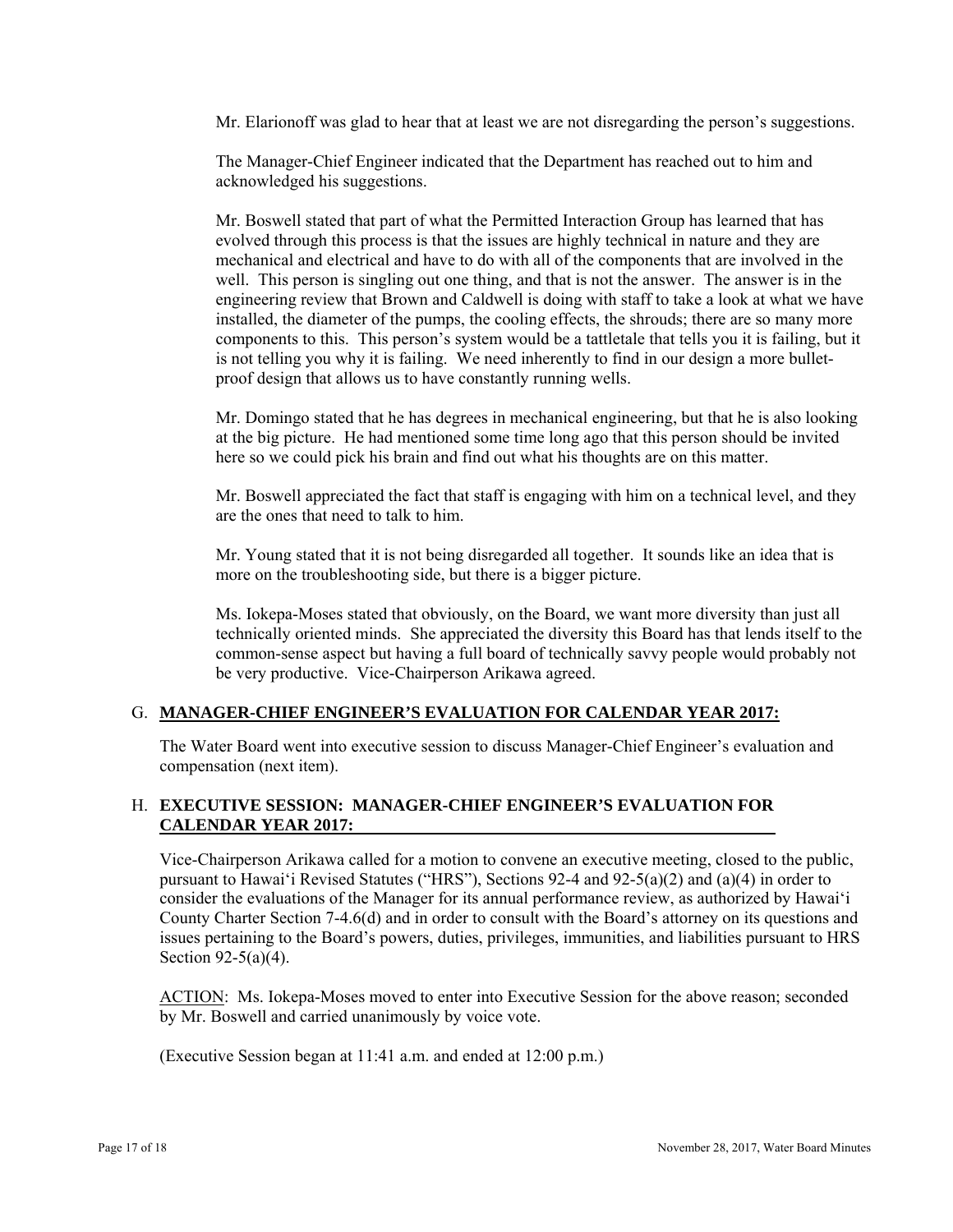Mr. Elarionoff was glad to hear that at least we are not disregarding the person's suggestions.

The Manager-Chief Engineer indicated that the Department has reached out to him and acknowledged his suggestions.

Mr. Boswell stated that part of what the Permitted Interaction Group has learned that has evolved through this process is that the issues are highly technical in nature and they are mechanical and electrical and have to do with all of the components that are involved in the well. This person is singling out one thing, and that is not the answer. The answer is in the engineering review that Brown and Caldwell is doing with staff to take a look at what we have installed, the diameter of the pumps, the cooling effects, the shrouds; there are so many more components to this. This person's system would be a tattletale that tells you it is failing, but it is not telling you why it is failing. We need inherently to find in our design a more bullet-proof design that allows us to have constantly running wells.

Mr. Domingo stated that he has degrees in mechanical engineering, but that he is also looking at the big picture. He had mentioned some time long ago that this person should be invited here so we could pick his brain and find out what his thoughts are on this matter.

Mr. Boswell appreciated the fact that staff is engaging with him on a technical level, and they are the ones that need to talk to him.

Mr. Young stated that it is not being disregarded all together. It sounds like an idea that is more on the troubleshooting side, but there is a bigger picture.

Ms. Iokepa-Moses stated that obviously, on the Board, we want more diversity than just all technically oriented minds. She appreciated the diversity this Board has that lends itself to the common-sense aspect but having a full board of technically savvy people would probably not be very productive. Vice-Chairperson Arikawa agreed.

## G. MANAGER-CHIEF ENGINEER'S EVALUATION FOR CALENDAR YEAR 2017:

The Water Board went into executive session to discuss Manager-Chief Engineer's evaluation and compensation (next item).

## H. EXECUTIVE SESSION: MANAGER-CHIEF ENGINEER'S EVALUATION FOR CALENDAR YEAR 2017:

Vice-Chairperson Arikawa called for a motion to convene an executive meeting, closed to the public, pursuant to Hawai'i Revised Statutes ("HRS"), Sections 92-4 and 92-5(a)(2) and (a)(4) in order to consider the evaluations of the Manager for its annual performance review, as authorized by Hawai'i County Charter Section 7-4.6(d) and in order to consult with the Board's attorney on its questions and issues pertaining to the Board's powers, duties, privileges, immunities, and liabilities pursuant to HRS Section 92-5(a)(4).

ACTION: Ms. Iokepa-Moses moved to enter into Executive Session for the above reason; seconded by Mr. Boswell and carried unanimously by voice vote.

(Executive Session began at 11:41 a.m. and ended at 12:00 p.m.)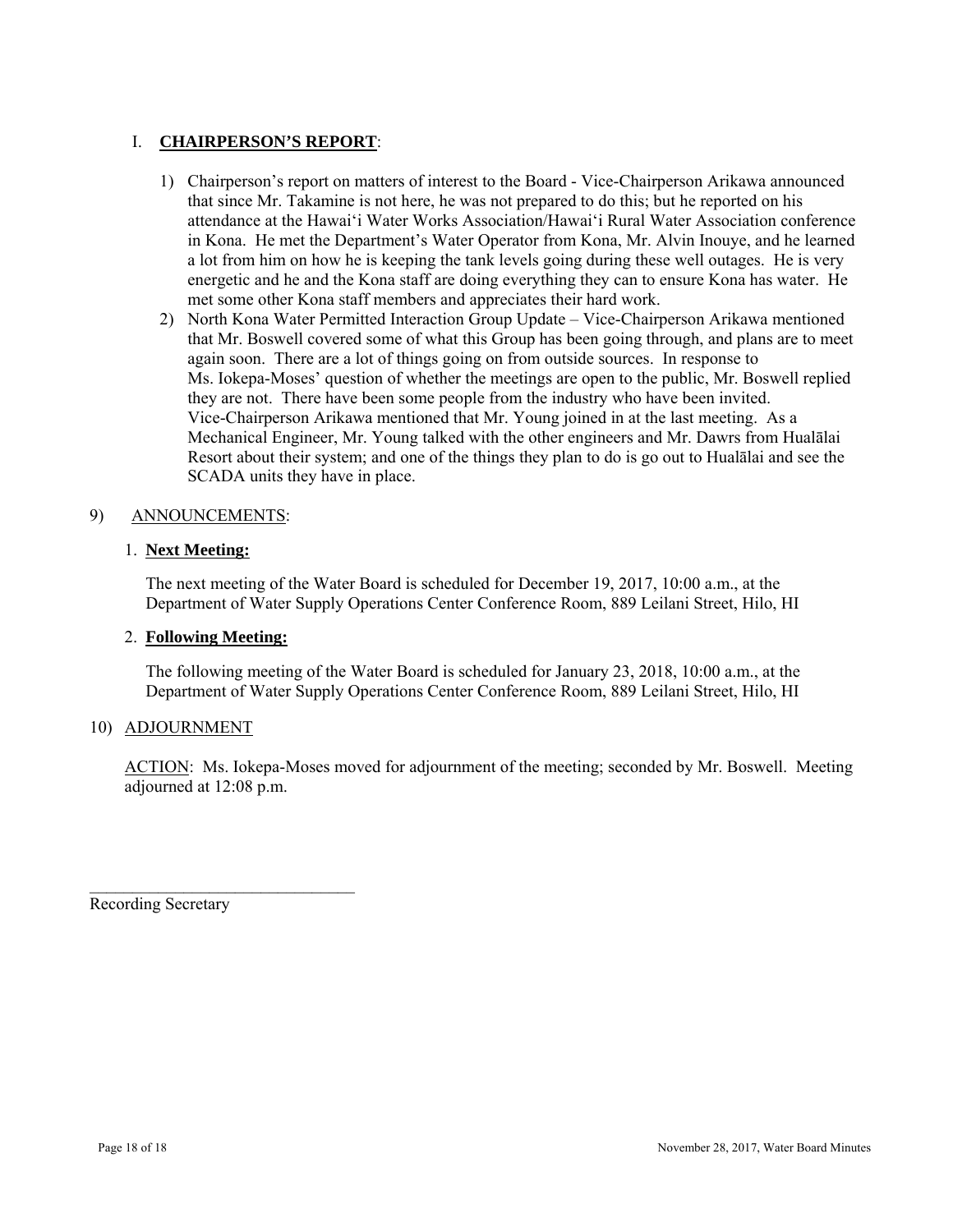## I. **CHAIRPERSON'S REPORT**:

1) Chairperson's report on matters of interest to the Board - Vice-Chairperson Arikawa announced that since Mr. Takamine is not here, he was not prepared to do this; but he reported on his attendance at the Hawai'i Water Works Association/Hawai'i Rural Water Association conference in Kona. He met the Department's Water Operator from Kona, Mr. Alvin Inouye, and he learned a lot from him on how he is keeping the tank levels going during these well outages. He is very energetic and he and the Kona staff are doing everything they can to ensure Kona has water. He met some other Kona staff members and appreciates their hard work.
2) North Kona Water Permitted Interaction Group Update – Vice-Chairperson Arikawa mentioned that Mr. Boswell covered some of what this Group has been going through, and plans are to meet again soon. There are a lot of things going on from outside sources. In response to Ms. Iokepa-Moses' question of whether the meetings are open to the public, Mr. Boswell replied they are not. There have been some people from the industry who have been invited. Vice-Chairperson Arikawa mentioned that Mr. Young joined in at the last meeting. As a Mechanical Engineer, Mr. Young talked with the other engineers and Mr. Dawrs from Hualālai Resort about their system; and one of the things they plan to do is go out to Hualālai and see the SCADA units they have in place.

## 9) ANNOUNCEMENTS:

1. **Next Meeting:**

   The next meeting of the Water Board is scheduled for December 19, 2017, 10:00 a.m., at the Department of Water Supply Operations Center Conference Room, 889 Leilani Street, Hilo, HI

2. **Following Meeting:**

   The following meeting of the Water Board is scheduled for January 23, 2018, 10:00 a.m., at the Department of Water Supply Operations Center Conference Room, 889 Leilani Street, Hilo, HI

## 10) ADJOURNMENT

ACTION: Ms. Iokepa-Moses moved for adjournment of the meeting; seconded by Mr. Boswell. Meeting adjourned at 12:08 p.m.

\_\_\_\_\_\_\_\_\_\_\_\_\_\_\_\_\_\_\_\_\_\_\_\_\_\_\_\_\_\_\_\_

Recording Secretary